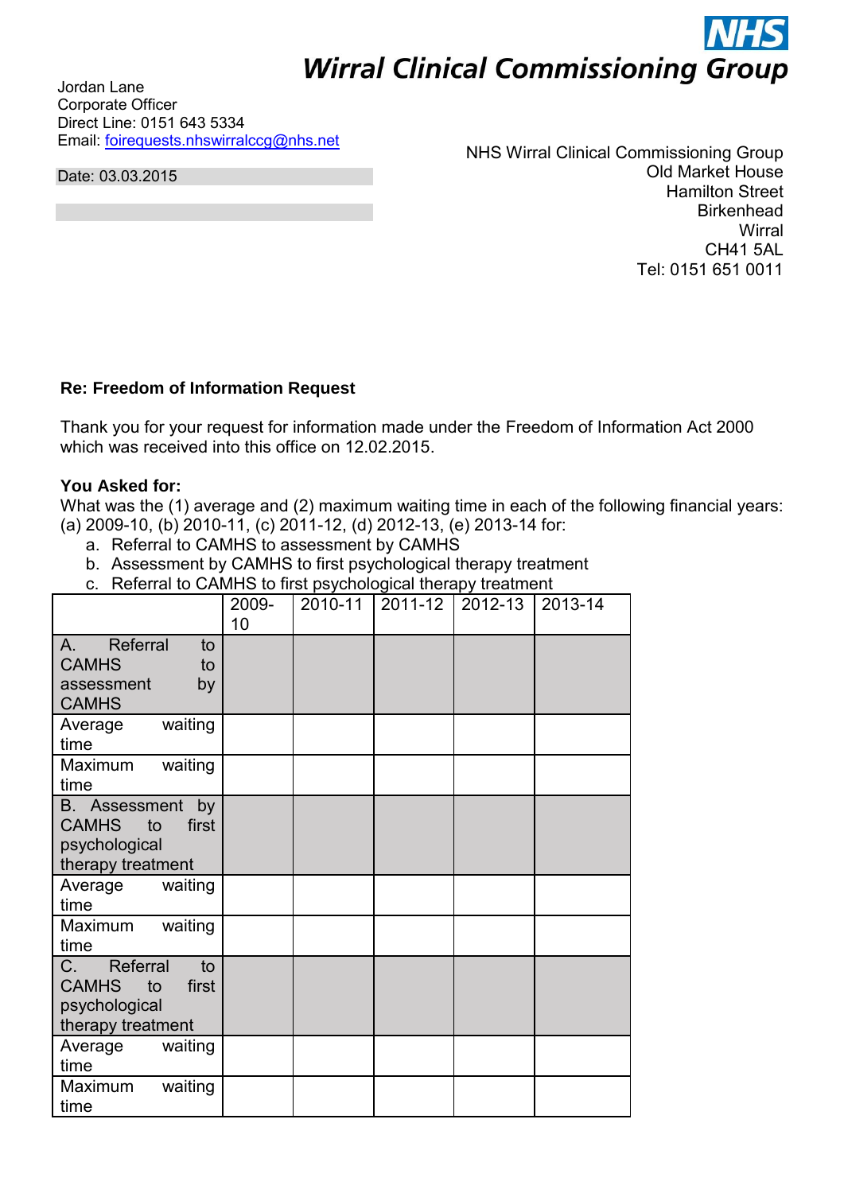# NHS Wirral Clinical Commissioning Group

Jordan Lane
Corporate Officer
Direct Line: 0151 643 5334
Email: foirequests.nhswirralccg@nhs.net

Date: 03.03.2015

NHS Wirral Clinical Commissioning Group
Old Market House
Hamilton Street
Birkenhead
Wirral
CH41 5AL
Tel: 0151 651 0011

**Re: Freedom of Information Request**

Thank you for your request for information made under the Freedom of Information Act 2000 which was received into this office on 12.02.2015.

**You Asked for:**
What was the (1) average and (2) maximum waiting time in each of the following financial years: (a) 2009-10, (b) 2010-11, (c) 2011-12, (d) 2012-13, (e) 2013-14 for:

a. Referral to CAMHS to assessment by CAMHS
b. Assessment by CAMHS to first psychological therapy treatment
c. Referral to CAMHS to first psychological therapy treatment

| | 2009-10 | 2010-11 | 2011-12 | 2012-13 | 2013-14 |
|---|---|---|---|---|---|
| A. Referral to CAMHS to assessment by CAMHS | | | | | |
| Average waiting time | | | | | |
| Maximum waiting time | | | | | |
| B. Assessment by CAMHS to first psychological therapy treatment | | | | | |
| Average waiting time | | | | | |
| Maximum waiting time | | | | | |
| C. Referral to CAMHS to first psychological therapy treatment | | | | | |
| Average waiting time | | | | | |
| Maximum waiting time | | | | | |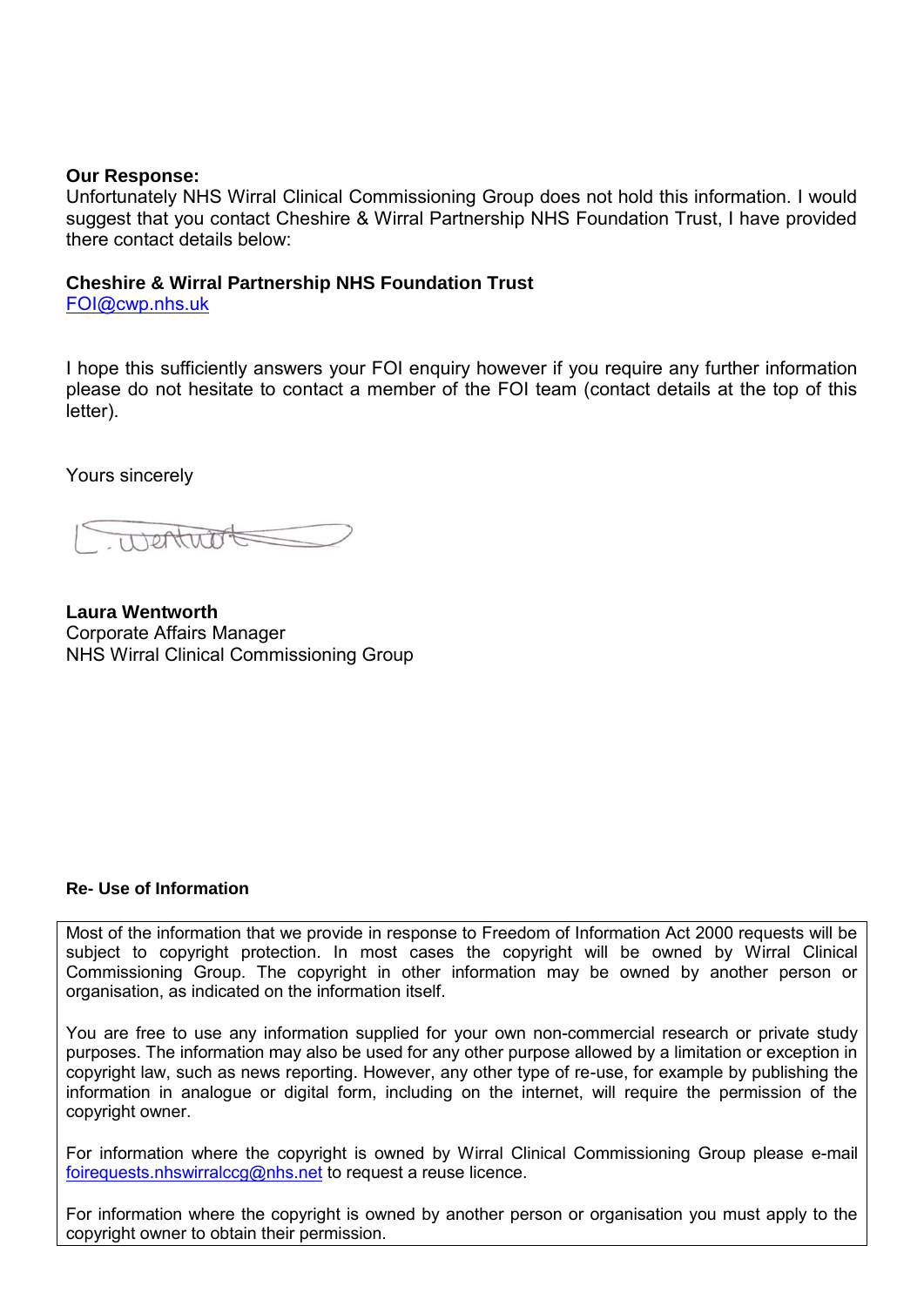**Our Response:**
Unfortunately NHS Wirral Clinical Commissioning Group does not hold this information. I would suggest that you contact Cheshire & Wirral Partnership NHS Foundation Trust, I have provided there contact details below:

**Cheshire & Wirral Partnership NHS Foundation Trust**
FOI@cwp.nhs.uk

I hope this sufficiently answers your FOI enquiry however if you require any further information please do not hesitate to contact a member of the FOI team (contact details at the top of this letter).

Yours sincerely

**Laura Wentworth**
Corporate Affairs Manager
NHS Wirral Clinical Commissioning Group

**Re- Use of Information**

Most of the information that we provide in response to Freedom of Information Act 2000 requests will be subject to copyright protection. In most cases the copyright will be owned by Wirral Clinical Commissioning Group. The copyright in other information may be owned by another person or organisation, as indicated on the information itself.

You are free to use any information supplied for your own non-commercial research or private study purposes. The information may also be used for any other purpose allowed by a limitation or exception in copyright law, such as news reporting. However, any other type of re-use, for example by publishing the information in analogue or digital form, including on the internet, will require the permission of the copyright owner.

For information where the copyright is owned by Wirral Clinical Commissioning Group please e-mail foirequests.nhswirralccg@nhs.net to request a reuse licence.

For information where the copyright is owned by another person or organisation you must apply to the copyright owner to obtain their permission.